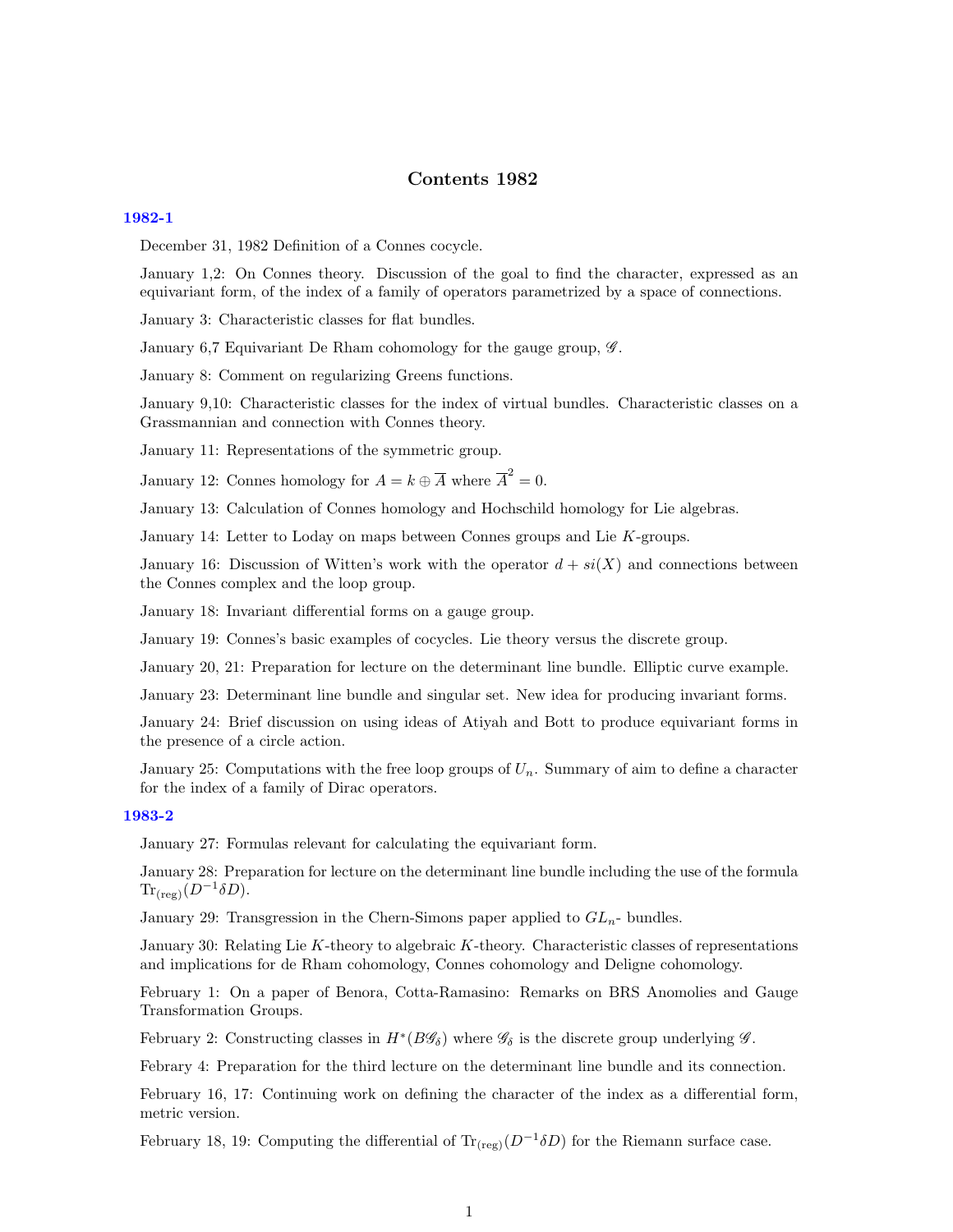# Contents 1982

## 1982-1

December 31, 1982 Definition of a Connes cocycle.

January 1,2: On Connes theory. Discussion of the goal to find the character, expressed as an equivariant form, of the index of a family of operators parametrized by a space of connections.

January 3: Characteristic classes for flat bundles.

January 6,7 Equivariant De Rham cohomology for the gauge group, $\mathscr{G}$.

January 8: Comment on regularizing Greens functions.

January 9,10: Characteristic classes for the index of virtual bundles. Characteristic classes on a Grassmannian and connection with Connes theory.

January 11: Representations of the symmetric group.

January 12: Connes homology for $A = k \oplus \overline{A}$ where $\overline{A}^2 = 0$.

January 13: Calculation of Connes homology and Hochschild homology for Lie algebras.

January 14: Letter to Loday on maps between Connes groups and Lie $K$-groups.

January 16: Discussion of Witten's work with the operator $d + si(X)$ and connections between the Connes complex and the loop group.

January 18: Invariant differential forms on a gauge group.

January 19: Connes's basic examples of cocycles. Lie theory versus the discrete group.

January 20, 21: Preparation for lecture on the determinant line bundle. Elliptic curve example.

January 23: Determinant line bundle and singular set. New idea for producing invariant forms.

January 24: Brief discussion on using ideas of Atiyah and Bott to produce equivariant forms in the presence of a circle action.

January 25: Computations with the free loop groups of $U_n$. Summary of aim to define a character for the index of a family of Dirac operators.

## 1983-2

January 27: Formulas relevant for calculating the equivariant form.

January 28: Preparation for lecture on the determinant line bundle including the use of the formula $\mathrm{Tr}_{(\mathrm{reg})}(D^{-1}\delta D)$.

January 29: Transgression in the Chern-Simons paper applied to $GL_n$- bundles.

January 30: Relating Lie $K$-theory to algebraic $K$-theory. Characteristic classes of representations and implications for de Rham cohomology, Connes cohomology and Deligne cohomology.

February 1: On a paper of Benora, Cotta-Ramasino: Remarks on BRS Anomolies and Gauge Transformation Groups.

February 2: Constructing classes in $H^*(B\mathscr{G}_\delta)$ where $\mathscr{G}_\delta$ is the discrete group underlying $\mathscr{G}$.

Febrary 4: Preparation for the third lecture on the determinant line bundle and its connection.

February 16, 17: Continuing work on defining the character of the index as a differential form, metric version.

February 18, 19: Computing the differential of $\mathrm{Tr}_{(\mathrm{reg})}(D^{-1}\delta D)$ for the Riemann surface case.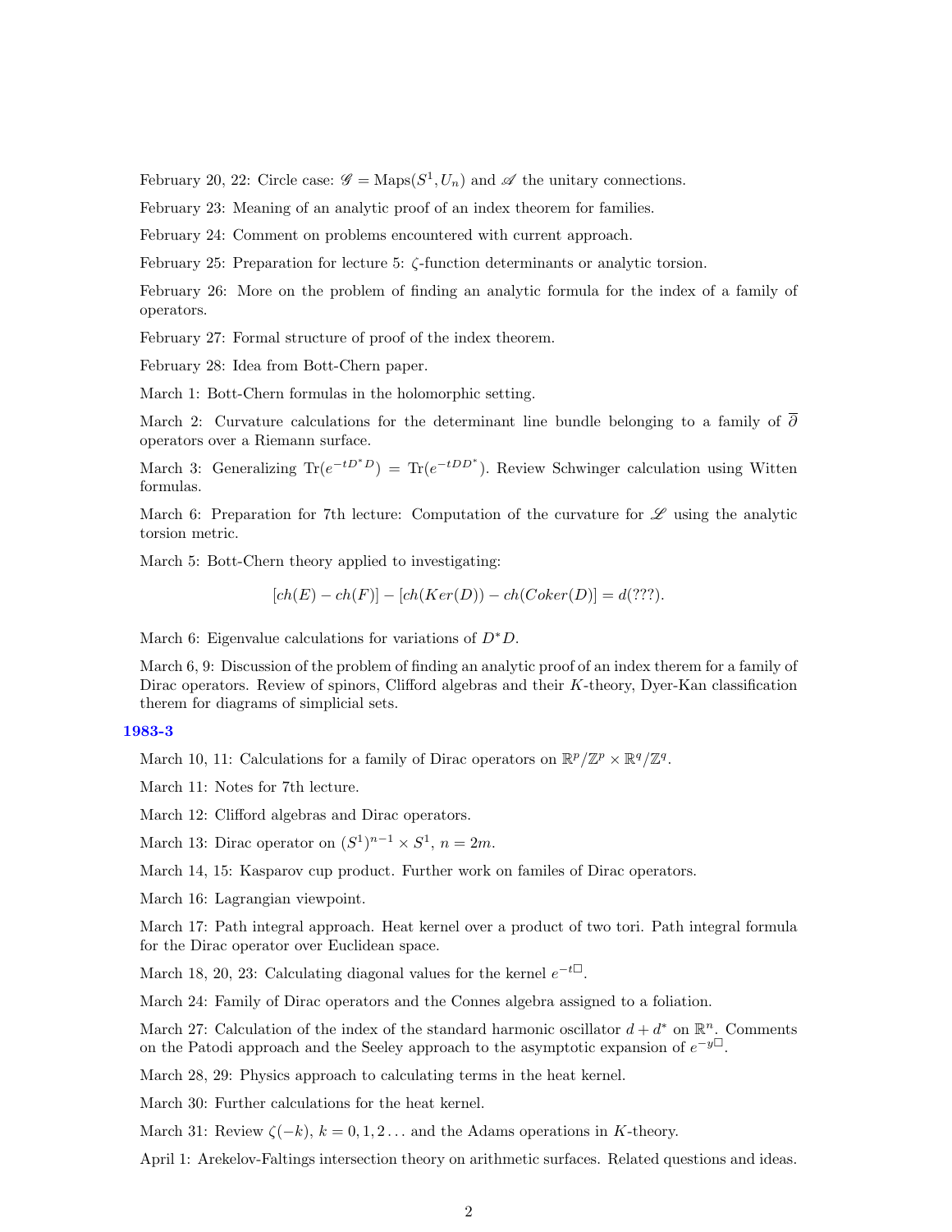February 20, 22: Circle case: $\mathscr{G} = \mathrm{Maps}(S^1, U_n)$ and $\mathscr{A}$ the unitary connections.

February 23: Meaning of an analytic proof of an index theorem for families.

February 24: Comment on problems encountered with current approach.

February 25: Preparation for lecture 5: $\zeta$-function determinants or analytic torsion.

February 26: More on the problem of finding an analytic formula for the index of a family of operators.

February 27: Formal structure of proof of the index theorem.

February 28: Idea from Bott-Chern paper.

March 1: Bott-Chern formulas in the holomorphic setting.

March 2: Curvature calculations for the determinant line bundle belonging to a family of $\overline{\partial}$ operators over a Riemann surface.

March 3: Generalizing $\mathrm{Tr}(e^{-tD^*D}) = \mathrm{Tr}(e^{-tDD^*})$. Review Schwinger calculation using Witten formulas.

March 6: Preparation for 7th lecture: Computation of the curvature for $\mathscr{L}$ using the analytic torsion metric.

March 5: Bott-Chern theory applied to investigating:

$$[ch(E) - ch(F)] - [ch(Ker(D)) - ch(Coker(D)] = d(???).$$

March 6: Eigenvalue calculations for variations of $D^*D$.

March 6, 9: Discussion of the problem of finding an analytic proof of an index therem for a family of Dirac operators. Review of spinors, Clifford algebras and their $K$-theory, Dyer-Kan classification therem for diagrams of simplicial sets.

**1983-3**

March 10, 11: Calculations for a family of Dirac operators on $\mathbb{R}^p/\mathbb{Z}^p \times \mathbb{R}^q/\mathbb{Z}^q$.

March 11: Notes for 7th lecture.

March 12: Clifford algebras and Dirac operators.

March 13: Dirac operator on $(S^1)^{n-1} \times S^1$, $n = 2m$.

March 14, 15: Kasparov cup product. Further work on familes of Dirac operators.

March 16: Lagrangian viewpoint.

March 17: Path integral approach. Heat kernel over a product of two tori. Path integral formula for the Dirac operator over Euclidean space.

March 18, 20, 23: Calculating diagonal values for the kernel $e^{-t\Box}$.

March 24: Family of Dirac operators and the Connes algebra assigned to a foliation.

March 27: Calculation of the index of the standard harmonic oscillator $d + d^*$ on $\mathbb{R}^n$. Comments on the Patodi approach and the Seeley approach to the asymptotic expansion of $e^{-y\Box}$.

March 28, 29: Physics approach to calculating terms in the heat kernel.

March 30: Further calculations for the heat kernel.

March 31: Review $\zeta(-k)$, $k = 0, 1, 2 \ldots$ and the Adams operations in $K$-theory.

April 1: Arekelov-Faltings intersection theory on arithmetic surfaces. Related questions and ideas.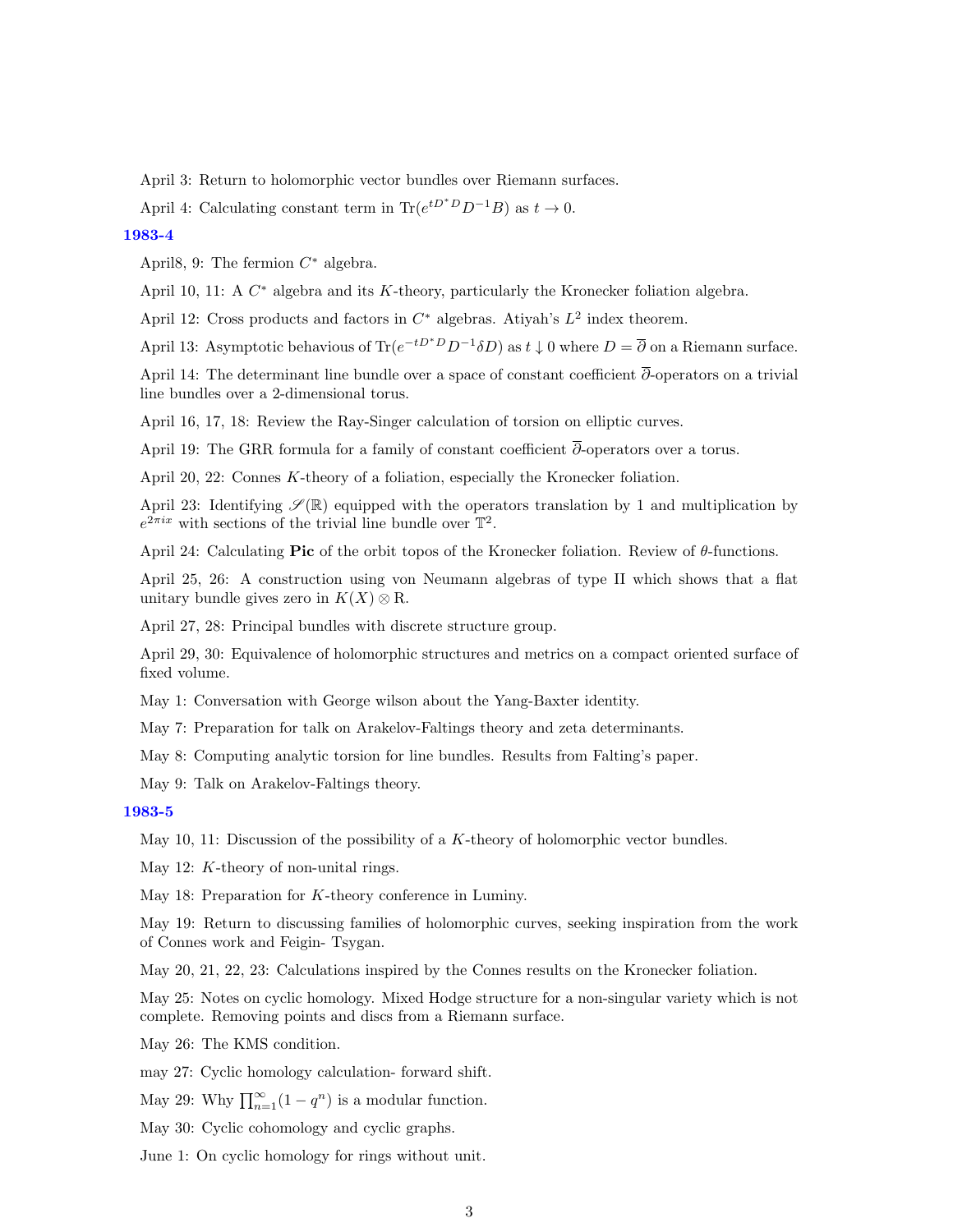April 3: Return to holomorphic vector bundles over Riemann surfaces.

April 4: Calculating constant term in $\mathrm{Tr}(e^{tD^*D}D^{-1}B)$ as $t \to 0$.

## 1983-4

April8, 9: The fermion $C^*$ algebra.

April 10, 11: A $C^*$ algebra and its $K$-theory, particularly the Kronecker foliation algebra.

April 12: Cross products and factors in $C^*$ algebras. Atiyah's $L^2$ index theorem.

April 13: Asymptotic behavious of $\mathrm{Tr}(e^{-tD^*D}D^{-1}\delta D)$ as $t \downarrow 0$ where $D = \overline{\partial}$ on a Riemann surface.

April 14: The determinant line bundle over a space of constant coefficient $\overline{\partial}$-operators on a trivial line bundles over a 2-dimensional torus.

April 16, 17, 18: Review the Ray-Singer calculation of torsion on elliptic curves.

April 19: The GRR formula for a family of constant coefficient $\overline{\partial}$-operators over a torus.

April 20, 22: Connes $K$-theory of a foliation, especially the Kronecker foliation.

April 23: Identifying $\mathscr{S}(\mathbb{R})$ equipped with the operators translation by 1 and multiplication by $e^{2\pi ix}$ with sections of the trivial line bundle over $\mathbb{T}^2$.

April 24: Calculating **Pic** of the orbit topos of the Kronecker foliation. Review of $\theta$-functions.

April 25, 26: A construction using von Neumann algebras of type II which shows that a flat unitary bundle gives zero in $K(X) \otimes \mathrm{R}$.

April 27, 28: Principal bundles with discrete structure group.

April 29, 30: Equivalence of holomorphic structures and metrics on a compact oriented surface of fixed volume.

May 1: Conversation with George wilson about the Yang-Baxter identity.

May 7: Preparation for talk on Arakelov-Faltings theory and zeta determinants.

May 8: Computing analytic torsion for line bundles. Results from Falting's paper.

May 9: Talk on Arakelov-Faltings theory.

## 1983-5

May 10, 11: Discussion of the possibility of a $K$-theory of holomorphic vector bundles.

May 12: $K$-theory of non-unital rings.

May 18: Preparation for $K$-theory conference in Luminy.

May 19: Return to discussing families of holomorphic curves, seeking inspiration from the work of Connes work and Feigin- Tsygan.

May 20, 21, 22, 23: Calculations inspired by the Connes results on the Kronecker foliation.

May 25: Notes on cyclic homology. Mixed Hodge structure for a non-singular variety which is not complete. Removing points and discs from a Riemann surface.

May 26: The KMS condition.

may 27: Cyclic homology calculation- forward shift.

May 29: Why $\prod_{n=1}^{\infty}(1-q^n)$ is a modular function.

May 30: Cyclic cohomology and cyclic graphs.

June 1: On cyclic homology for rings without unit.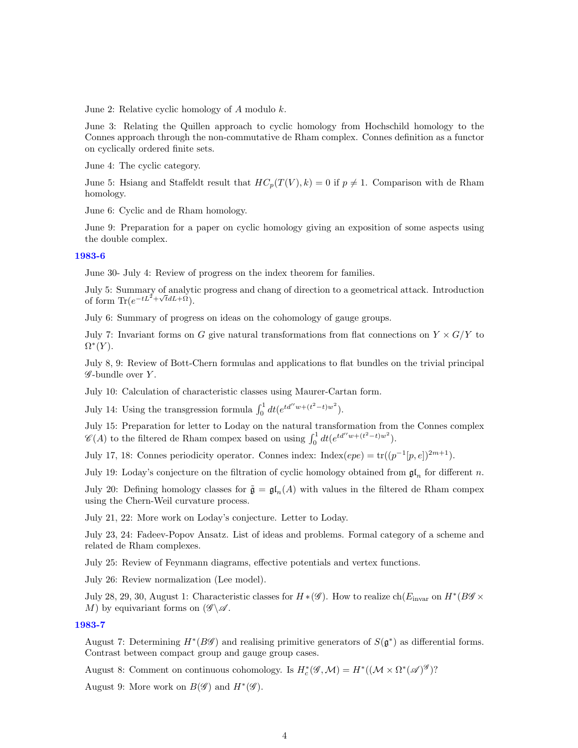June 2: Relative cyclic homology of $A$ modulo $k$.

June 3: Relating the Quillen approach to cyclic homology from Hochschild homology to the Connes approach through the non-commutative de Rham complex. Connes definition as a functor on cyclically ordered finite sets.

June 4: The cyclic category.

June 5: Hsiang and Staffeldt result that $HC_p(T(V), k) = 0$ if $p \neq 1$. Comparison with de Rham homology.

June 6: Cyclic and de Rham homology.

June 9: Preparation for a paper on cyclic homology giving an exposition of some aspects using the double complex.

### 1983-6

June 30- July 4: Review of progress on the index theorem for families.

July 5: Summary of analytic progress and chang of direction to a geometrical attack. Introduction of form $\mathrm{Tr}(e^{-tL^2 + \sqrt{t}dL + \Omega})$.

July 6: Summary of progress on ideas on the cohomology of gauge groups.

July 7: Invariant forms on $G$ give natural transformations from flat connections on $Y \times G/Y$ to $\Omega^*(Y)$.

July 8, 9: Review of Bott-Chern formulas and applications to flat bundles on the trivial principal $\mathscr{G}$-bundle over $Y$.

July 10: Calculation of characteristic classes using Maurer-Cartan form.

July 14: Using the transgression formula $\int_0^1 dt(e^{td''w + (t^2 - t)w^2})$.

July 15: Preparation for letter to Loday on the natural transformation from the Connes complex $\mathscr{C}(A)$ to the filtered de Rham compex based on using $\int_0^1 dt(e^{td''w + (t^2 - t)w^2})$.

July 17, 18: Connes periodicity operator. Connes index: $\mathrm{Index}(epe) = \mathrm{tr}((p^{-1}[p, e])^{2m+1})$.

July 19: Loday's conjecture on the filtration of cyclic homology obtained from $\mathfrak{gl}_n$ for different $n$.

July 20: Defining homology classes for $\tilde{\mathfrak{g}} = \mathfrak{gl}_n(A)$ with values in the filtered de Rham compex using the Chern-Weil curvature process.

July 21, 22: More work on Loday's conjecture. Letter to Loday.

July 23, 24: Fadeev-Popov Ansatz. List of ideas and problems. Formal category of a scheme and related de Rham complexes.

July 25: Review of Feynmann diagrams, effective potentials and vertex functions.

July 26: Review normalization (Lee model).

July 28, 29, 30, August 1: Characteristic classes for $H*(\mathscr{G})$. How to realize $\mathrm{ch}(E_{\mathrm{invar}}$ on $H^*(B\mathscr{G} \times M)$ by equivariant forms on $(\mathscr{G} \backslash \mathscr{A}$.

### 1983-7

August 7: Determining $H^*(B\mathscr{G})$ and realising primitive generators of $S(\mathfrak{g}^*)$ as differential forms. Contrast between compact group and gauge group cases.

August 8: Comment on continuous cohomology. Is $H_c^*(\mathscr{G}, \mathcal{M}) = H^*((\mathcal{M} \times \Omega^*(\mathscr{A})^{\mathscr{G}})$?

August 9: More work on $B(\mathscr{G})$ and $H^*(\mathscr{G})$.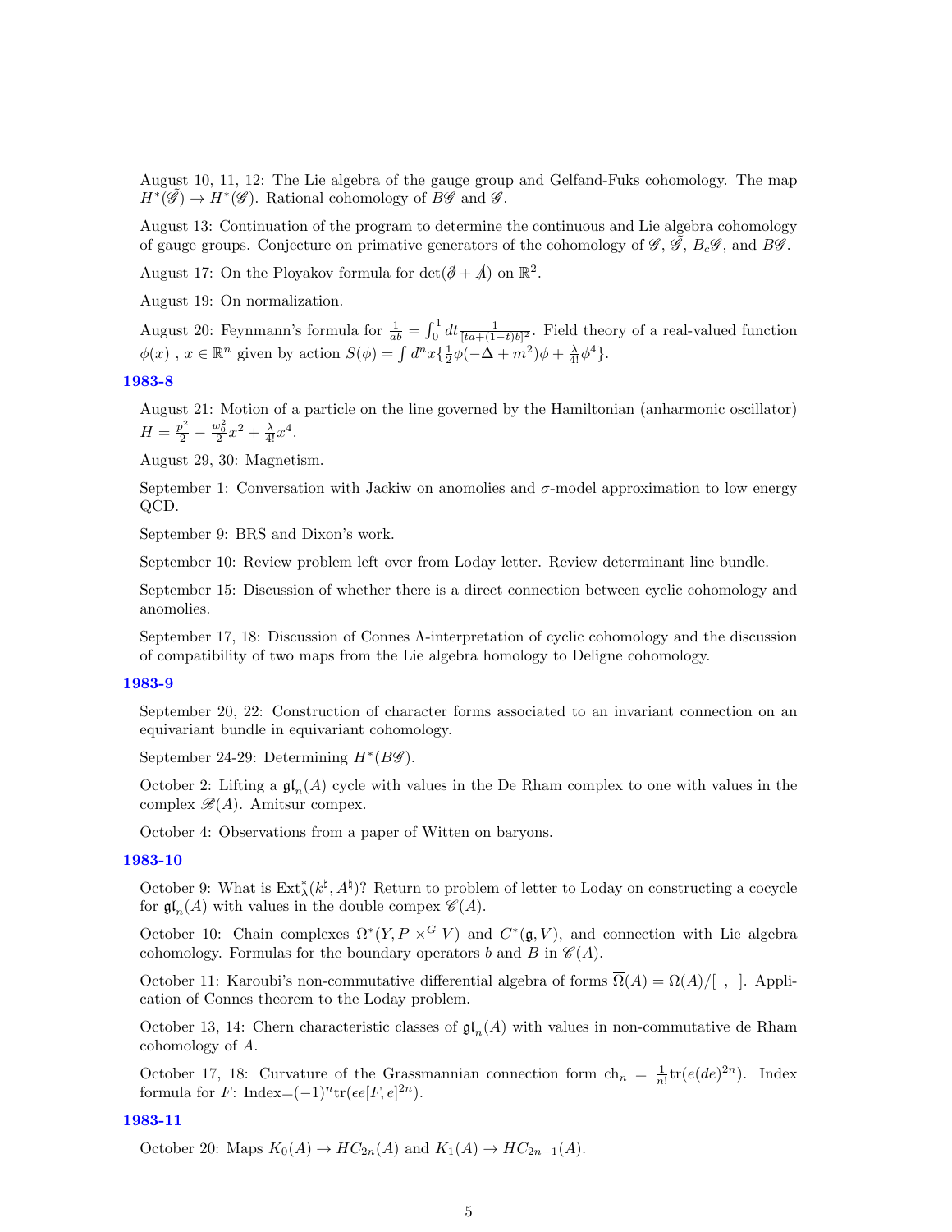August 10, 11, 12: The Lie algebra of the gauge group and Gelfand-Fuks cohomology. The map $H^*(\tilde{\mathscr{G}}) \to H^*(\mathscr{G})$. Rational cohomology of $B\mathscr{G}$ and $\mathscr{G}$.

August 13: Continuation of the program to determine the continuous and Lie algebra cohomology of gauge groups. Conjecture on primative generators of the cohomology of $\mathscr{G}$, $\tilde{\mathscr{G}}$, $B_c\mathscr{G}$, and $B\mathscr{G}$.

August 17: On the Ployakov formula for $\det(\partial\!\!\!/ + A\!\!\!/)$ on $\mathbb{R}^2$.

August 19: On normalization.

August 20: Feynmann's formula for $\frac{1}{ab} = \int_0^1 dt \frac{1}{[ta+(1-t)b]^2}$. Field theory of a real-valued function $\phi(x)$ , $x \in \mathbb{R}^n$ given by action $S(\phi) = \int d^n x\{\frac{1}{2}\phi(-\Delta + m^2)\phi + \frac{\lambda}{4!}\phi^4\}$.

## 1983-8

August 21: Motion of a particle on the line governed by the Hamiltonian (anharmonic oscillator) $H = \frac{p^2}{2} - \frac{w_0^2}{2}x^2 + \frac{\lambda}{4!}x^4$.

August 29, 30: Magnetism.

September 1: Conversation with Jackiw on anomolies and $\sigma$-model approximation to low energy QCD.

September 9: BRS and Dixon's work.

September 10: Review problem left over from Loday letter. Review determinant line bundle.

September 15: Discussion of whether there is a direct connection between cyclic cohomology and anomolies.

September 17, 18: Discussion of Connes $\Lambda$-interpretation of cyclic cohomology and the discussion of compatibility of two maps from the Lie algebra homology to Deligne cohomology.

## 1983-9

September 20, 22: Construction of character forms associated to an invariant connection on an equivariant bundle in equivariant cohomology.

September 24-29: Determining $H^*(B\mathscr{G})$.

October 2: Lifting a $\mathfrak{gl}_n(A)$ cycle with values in the De Rham complex to one with values in the complex $\mathscr{B}(A)$. Amitsur compex.

October 4: Observations from a paper of Witten on baryons.

## 1983-10

October 9: What is $\mathrm{Ext}^*_\Lambda(k^\natural, A^\natural)$? Return to problem of letter to Loday on constructing a cocycle for $\mathfrak{gl}_n(A)$ with values in the double compex $\mathscr{C}(A)$.

October 10: Chain complexes $\Omega^*(Y, P \times^G V)$ and $C^*(\mathfrak{g}, V)$, and connection with Lie algebra cohomology. Formulas for the boundary operators $b$ and $B$ in $\mathscr{C}(A)$.

October 11: Karoubi's non-commutative differential algebra of forms $\overline{\Omega}(A) = \Omega(A)/[\ ,\ ]$. Application of Connes theorem to the Loday problem.

October 13, 14: Chern characteristic classes of $\mathfrak{gl}_n(A)$ with values in non-commutative de Rham cohomology of $A$.

October 17, 18: Curvature of the Grassmannian connection form $\mathrm{ch}_n = \frac{1}{n!}\mathrm{tr}(e(de)^{2n})$. Index formula for $F$: Index$=(-1)^n\mathrm{tr}(\epsilon e[F,e]^{2n})$.

## 1983-11

October 20: Maps $K_0(A) \to HC_{2n}(A)$ and $K_1(A) \to HC_{2n-1}(A)$.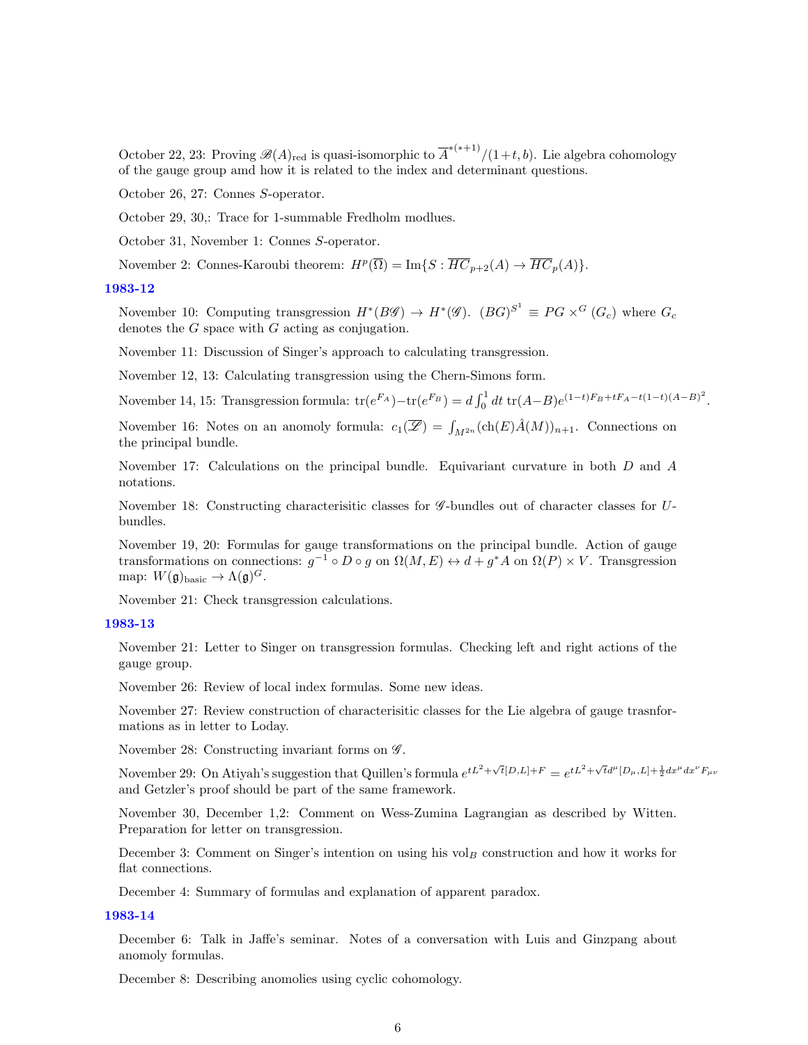October 22, 23: Proving $\mathscr{B}(A)_{\mathrm{red}}$ is quasi-isomorphic to $\overline{A}^{*(*+1)}/(1+t,b)$. Lie algebra cohomology of the gauge group amd how it is related to the index and determinant questions.

October 26, 27: Connes $S$-operator.

October 29, 30,: Trace for 1-summable Fredholm modlues.

October 31, November 1: Connes $S$-operator.

November 2: Connes-Karoubi theorem: $H^p(\overline{\Omega}) = \mathrm{Im}\{S : \overline{HC}_{p+2}(A) \to \overline{HC}_p(A)\}$.

### 1983-12

November 10: Computing transgression $H^*(B\mathscr{G}) \to H^*(\mathscr{G})$. $(BG)^{S^1} \equiv PG \times^G (G_c)$ where $G_c$ denotes the $G$ space with $G$ acting as conjugation.

November 11: Discussion of Singer's approach to calculating transgression.

November 12, 13: Calculating transgression using the Chern-Simons form.

November 14, 15: Transgression formula: $\mathrm{tr}(e^{F_A}) - \mathrm{tr}(e^{F_B}) = d\int_0^1 dt\, \mathrm{tr}(A-B)e^{(1-t)F_B + tF_A - t(1-t)(A-B)^2}$.

November 16: Notes on an anomoly formula: $c_1(\overline{\mathscr{L}}) = \int_{M^{2n}} (\mathrm{ch}(E)\hat{A}(M))_{n+1}$. Connections on the principal bundle.

November 17: Calculations on the principal bundle. Equivariant curvature in both $D$ and $A$ notations.

November 18: Constructing characterisitic classes for $\mathscr{G}$-bundles out of character classes for $U$-bundles.

November 19, 20: Formulas for gauge transformations on the principal bundle. Action of gauge transformations on connections: $g^{-1} \circ D \circ g$ on $\Omega(M,E) \leftrightarrow d + g^*A$ on $\Omega(P) \times V$. Transgression map: $W(\mathfrak{g})_{\mathrm{basic}} \to \Lambda(\mathfrak{g})^G$.

November 21: Check transgression calculations.

### 1983-13

November 21: Letter to Singer on transgression formulas. Checking left and right actions of the gauge group.

November 26: Review of local index formulas. Some new ideas.

November 27: Review construction of characterisitic classes for the Lie algebra of gauge trasnformations as in letter to Loday.

November 28: Constructing invariant forms on $\mathscr{G}$.

November 29: On Atiyah's suggestion that Quillen's formula $e^{tL^2 + \sqrt{t}[D,L] + F} = e^{tL^2 + \sqrt{t}d^\mu [D_\mu, L] + \frac{1}{2}dx^\mu dx^\nu F_{\mu\nu}}$ and Getzler's proof should be part of the same framework.

November 30, December 1,2: Comment on Wess-Zumina Lagrangian as described by Witten. Preparation for letter on transgression.

December 3: Comment on Singer's intention on using his $\mathrm{vol}_B$ construction and how it works for flat connections.

December 4: Summary of formulas and explanation of apparent paradox.

### 1983-14

December 6: Talk in Jaffe's seminar. Notes of a conversation with Luis and Ginzpang about anomoly formulas.

December 8: Describing anomolies using cyclic cohomology.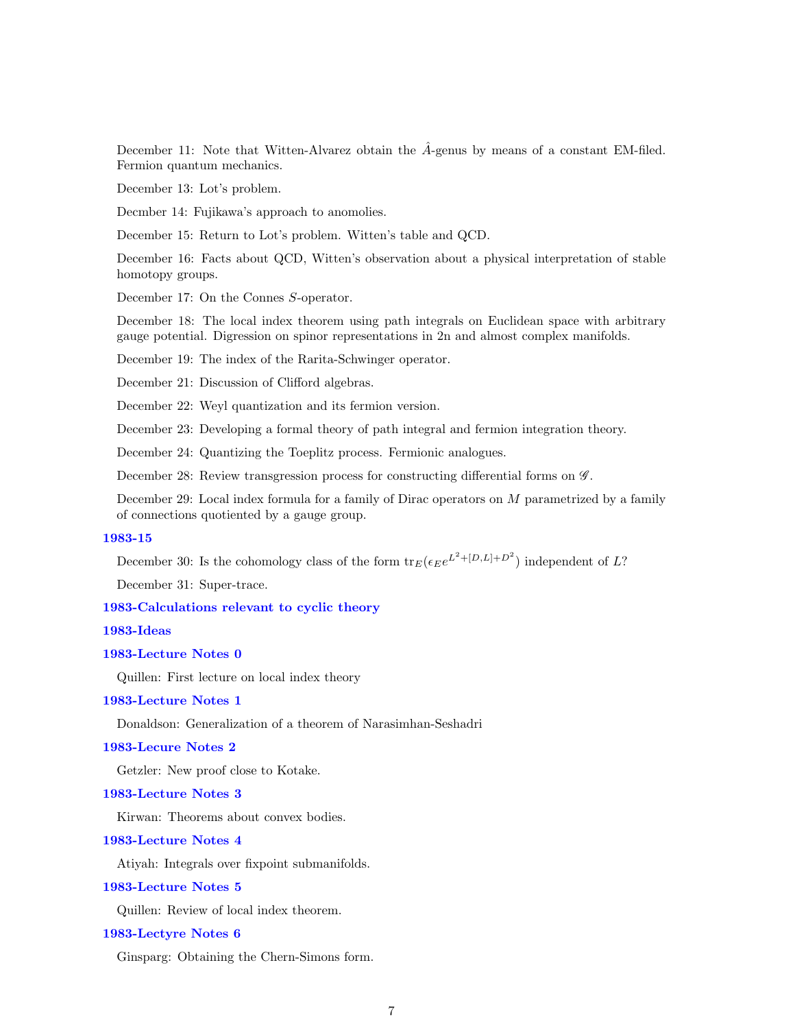December 11: Note that Witten-Alvarez obtain the $\hat{A}$-genus by means of a constant EM-filed. Fermion quantum mechanics.

December 13: Lot's problem.

Decmber 14: Fujikawa's approach to anomolies.

December 15: Return to Lot's problem. Witten's table and QCD.

December 16: Facts about QCD, Witten's observation about a physical interpretation of stable homotopy groups.

December 17: On the Connes $S$-operator.

December 18: The local index theorem using path integrals on Euclidean space with arbitrary gauge potential. Digression on spinor representations in 2n and almost complex manifolds.

December 19: The index of the Rarita-Schwinger operator.

December 21: Discussion of Clifford algebras.

December 22: Weyl quantization and its fermion version.

December 23: Developing a formal theory of path integral and fermion integration theory.

December 24: Quantizing the Toeplitz process. Fermionic analogues.

December 28: Review transgression process for constructing differential forms on $\mathscr{G}$.

December 29: Local index formula for a family of Dirac operators on $M$ parametrized by a family of connections quotiented by a gauge group.

**1983-15**

December 30: Is the cohomology class of the form $\mathrm{tr}_E(\epsilon_E e^{L^2+[D,L]+D^2})$ independent of $L$?

December 31: Super-trace.

**1983-Calculations relevant to cyclic theory**

**1983-Ideas**

**1983-Lecture Notes 0**

Quillen: First lecture on local index theory

**1983-Lecture Notes 1**

Donaldson: Generalization of a theorem of Narasimhan-Seshadri

**1983-Lecure Notes 2**

Getzler: New proof close to Kotake.

**1983-Lecture Notes 3**

Kirwan: Theorems about convex bodies.

**1983-Lecture Notes 4**

Atiyah: Integrals over fixpoint submanifolds.

**1983-Lecture Notes 5**

Quillen: Review of local index theorem.

**1983-Lectyre Notes 6**

Ginsparg: Obtaining the Chern-Simons form.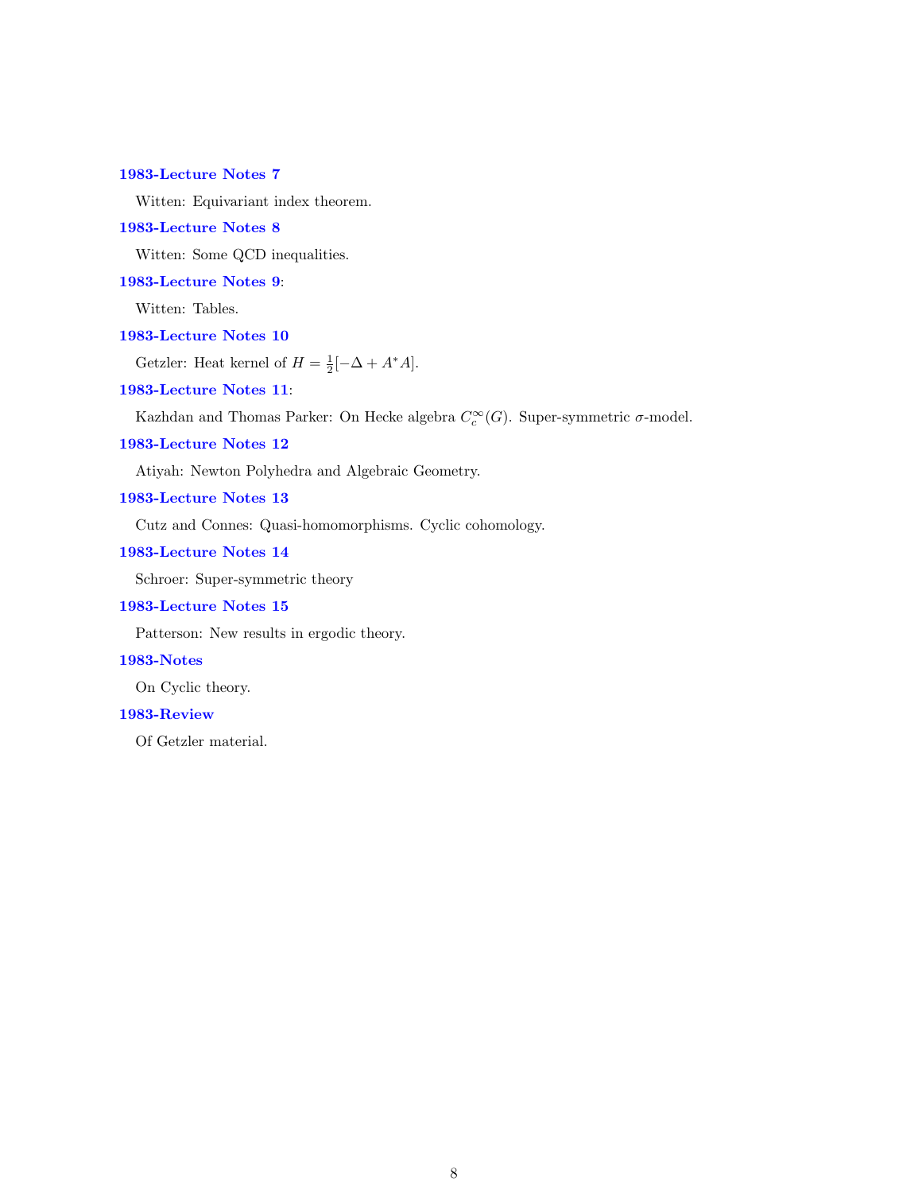**1983-Lecture Notes 7**

Witten: Equivariant index theorem.

**1983-Lecture Notes 8**

Witten: Some QCD inequalities.

**1983-Lecture Notes 9**:

Witten: Tables.

**1983-Lecture Notes 10**

Getzler: Heat kernel of $H = \frac{1}{2}[-\Delta + A^*A]$.

**1983-Lecture Notes 11**:

Kazhdan and Thomas Parker: On Hecke algebra $C_c^\infty(G)$. Super-symmetric $\sigma$-model.

**1983-Lecture Notes 12**

Atiyah: Newton Polyhedra and Algebraic Geometry.

**1983-Lecture Notes 13**

Cutz and Connes: Quasi-homomorphisms. Cyclic cohomology.

**1983-Lecture Notes 14**

Schroer: Super-symmetric theory

**1983-Lecture Notes 15**

Patterson: New results in ergodic theory.

**1983-Notes**

On Cyclic theory.

**1983-Review**

Of Getzler material.